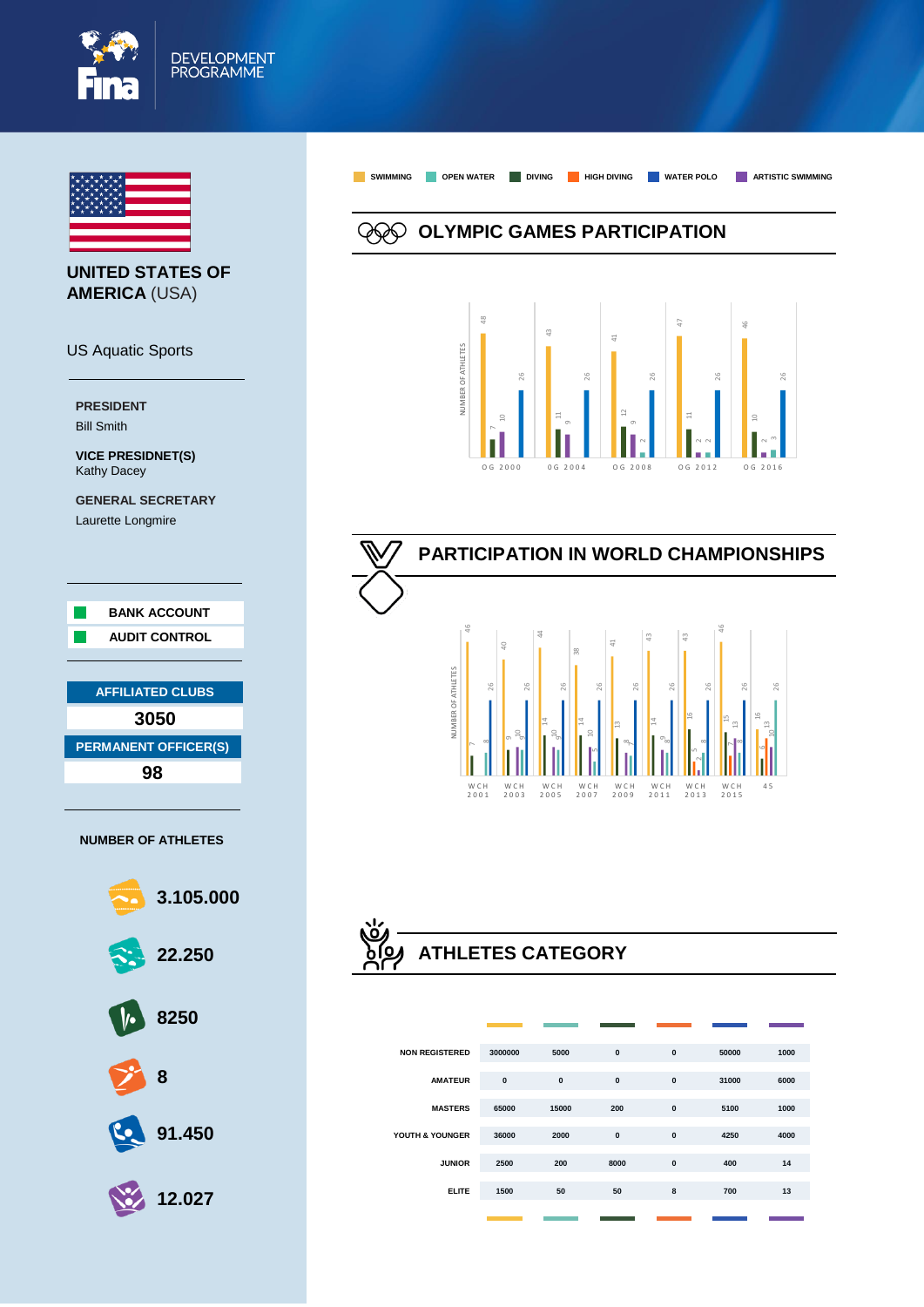FINA DEVELOPMENT PROGRAMME

# UNITED STATES OF AMERICA (USA)

US Aquatic Sports

**PRESIDENT**
Bill Smith

**VICE PRESIDNET(S)**
Kathy Dacey

**GENERAL SECRETARY**
Laurette Longmire

**BANK ACCOUNT**

**AUDIT CONTROL**

| AFFILIATED CLUBS |
|---|
| 3050 |

| PERMANENT OFFICER(S) |
|---|
| 98 |

**NUMBER OF ATHLETES**

3.105.000

22.250

8250

8

91.450

12.027

SWIMMING · OPEN WATER · DIVING · HIGH DIVING · WATER POLO · ARTISTIC SWIMMING

## OLYMPIC GAMES PARTICIPATION

NUMBER OF ATHLETES

OG 2000: 48, 7, 10, 26

OG 2004: 43, 11, 9, 26

OG 2008: 41, 12, 2, 9, 26

OG 2012: 47, 11, 2, 2, 26

OG 2016: 46, 10, 2, 3, 26

## PARTICIPATION IN WORLD CHAMPIONSHIPS

NUMBER OF ATHLETES

WCH 2001: 46, 7, 8, 26

WCH 2003: 40, 9, 10, 9, 26

WCH 2005: 44, 14, 10, 9, 26

WCH 2007: 38, 14, 10, 5, 26

WCH 2009: 41, 13, 8, 7, 26

WCH 2011: 43, 14, 9, 8, 26

WCH 2013: 43, 16, 5, 2, 8, 26

WCH 2015: 46, 15, 13, 7, 8, 26

45: 16, 6, 13, 10, 26

## ATHLETES CATEGORY

| | SWIMMING | OPEN WATER | DIVING | HIGH DIVING | WATER POLO | ARTISTIC SWIMMING |
|---|---|---|---|---|---|---|
| NON REGISTERED | 3000000 | 5000 | 0 | 0 | 50000 | 1000 |
| AMATEUR | 0 | 0 | 0 | 0 | 31000 | 6000 |
| MASTERS | 65000 | 15000 | 200 | 0 | 5100 | 1000 |
| YOUTH & YOUNGER | 36000 | 2000 | 0 | 0 | 4250 | 4000 |
| JUNIOR | 2500 | 200 | 8000 | 0 | 400 | 14 |
| ELITE | 1500 | 50 | 50 | 8 | 700 | 13 |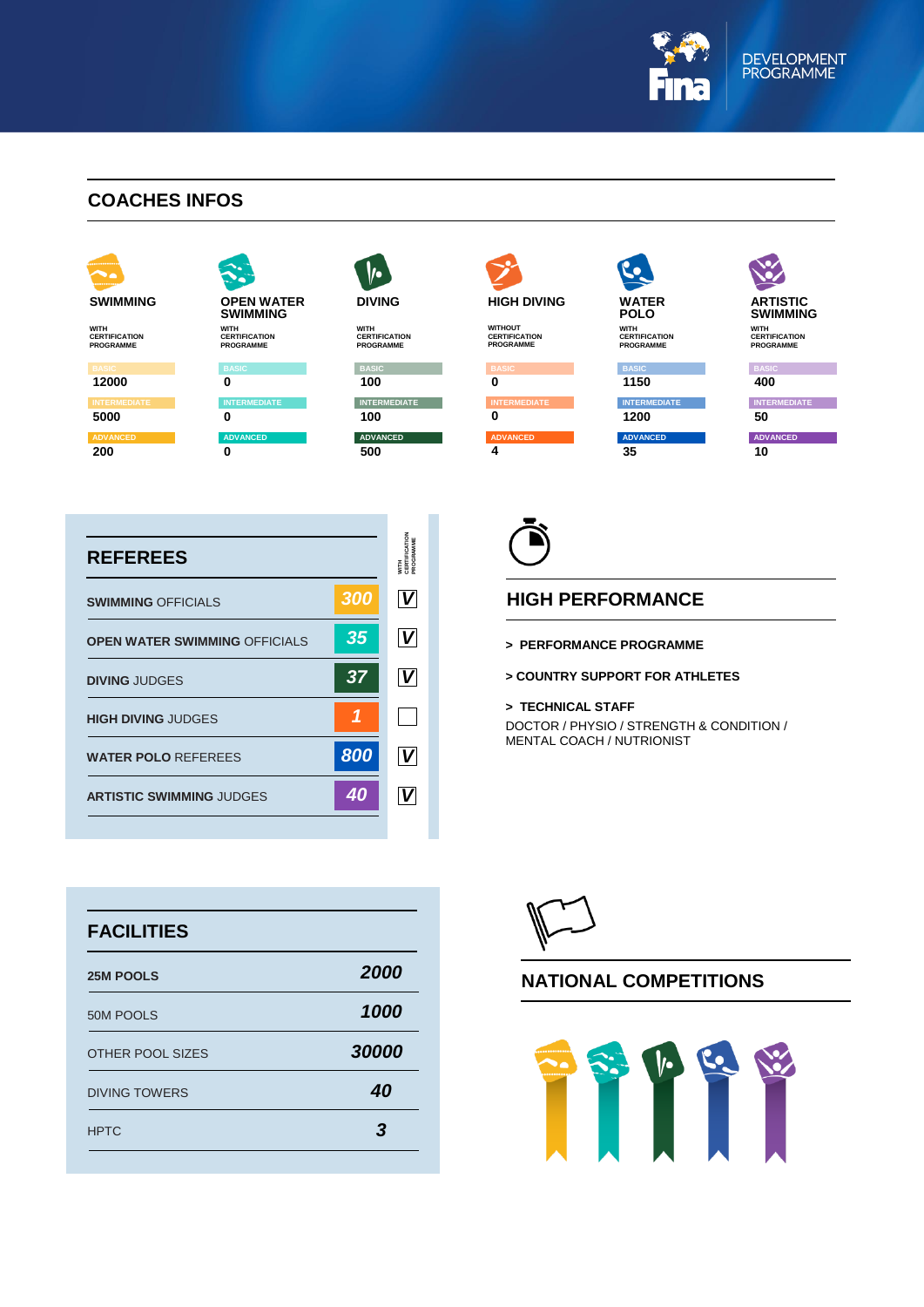FINA DEVELOPMENT PROGRAMME

## COACHES INFOS

| | SWIMMING | OPEN WATER SWIMMING | DIVING | HIGH DIVING | WATER POLO | ARTISTIC SWIMMING |
|---|---|---|---|---|---|---|
| | WITH CERTIFICATION PROGRAMME | WITH CERTIFICATION PROGRAMME | WITH CERTIFICATION PROGRAMME | WITHOUT CERTIFICATION PROGRAMME | WITH CERTIFICATION PROGRAMME | WITH CERTIFICATION PROGRAMME |
| BASIC | 12000 | 0 | 100 | 0 | 1150 | 400 |
| INTERMEDIATE | 5000 | 0 | 100 | 0 | 1200 | 50 |
| ADVANCED | 200 | 0 | 500 | 4 | 35 | 10 |

## REFEREES

| | | WITH CERTIFICATION PROGRAMME |
|---|---|---|
| **SWIMMING** OFFICIALS | 300 | V |
| **OPEN WATER SWIMMING** OFFICIALS | 35 | V |
| **DIVING** JUDGES | 37 | V |
| **HIGH DIVING** JUDGES | 1 | |
| **WATER POLO** REFEREES | 800 | V |
| **ARTISTIC SWIMMING** JUDGES | 40 | V |

## HIGH PERFORMANCE

- **> PERFORMANCE PROGRAMME**
- **> COUNTRY SUPPORT FOR ATHLETES**
- **> TECHNICAL STAFF**
  DOCTOR / PHYSIO / STRENGTH & CONDITION / MENTAL COACH / NUTRIONIST

## FACILITIES

| | |
|---|---|
| **25M POOLS** | 2000 |
| 50M POOLS | 1000 |
| OTHER POOL SIZES | 30000 |
| DIVING TOWERS | 40 |
| HPTC | 3 |

## NATIONAL COMPETITIONS